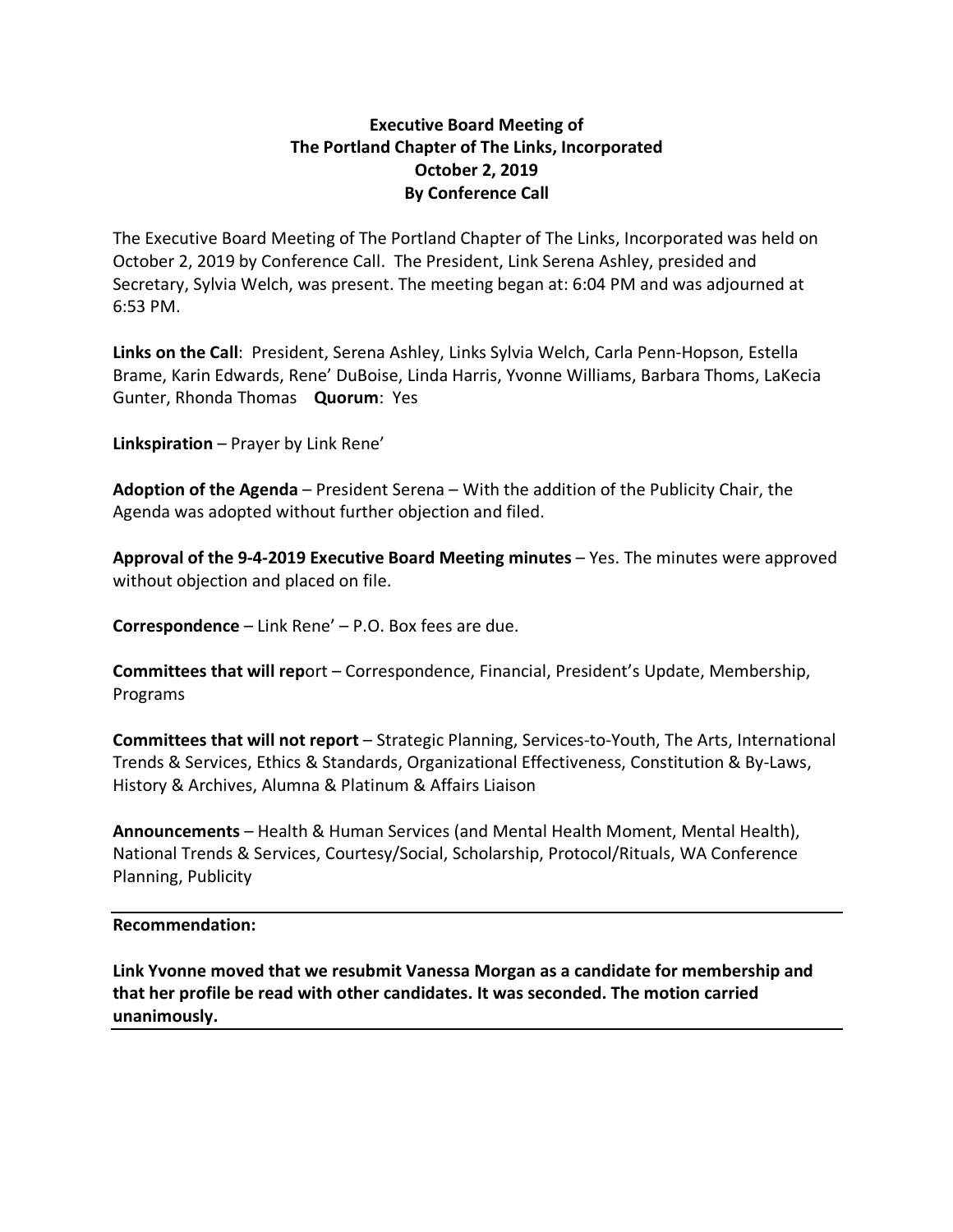**Executive Board Meeting of**
**The Portland Chapter of The Links, Incorporated**
**October 2, 2019**
**By Conference Call**

The Executive Board Meeting of The Portland Chapter of The Links, Incorporated was held on October 2, 2019 by Conference Call. The President, Link Serena Ashley, presided and Secretary, Sylvia Welch, was present. The meeting began at: 6:04 PM and was adjourned at 6:53 PM.

**Links on the Call**: President, Serena Ashley, Links Sylvia Welch, Carla Penn-Hopson, Estella Brame, Karin Edwards, Rene' DuBoise, Linda Harris, Yvonne Williams, Barbara Thoms, LaKecia Gunter, Rhonda Thomas **Quorum**: Yes

**Linkspiration** – Prayer by Link Rene'

**Adoption of the Agenda** – President Serena – With the addition of the Publicity Chair, the Agenda was adopted without further objection and filed.

**Approval of the 9-4-2019 Executive Board Meeting minutes** – Yes. The minutes were approved without objection and placed on file.

**Correspondence** – Link Rene' – P.O. Box fees are due.

**Committees that will rep**ort – Correspondence, Financial, President's Update, Membership, Programs

**Committees that will not report** – Strategic Planning, Services-to-Youth, The Arts, International Trends & Services, Ethics & Standards, Organizational Effectiveness, Constitution & By-Laws, History & Archives, Alumna & Platinum & Affairs Liaison

**Announcements** – Health & Human Services (and Mental Health Moment, Mental Health), National Trends & Services, Courtesy/Social, Scholarship, Protocol/Rituals, WA Conference Planning, Publicity

---

**Recommendation:**

**Link Yvonne moved that we resubmit Vanessa Morgan as a candidate for membership and that her profile be read with other candidates. It was seconded. The motion carried unanimously.**

---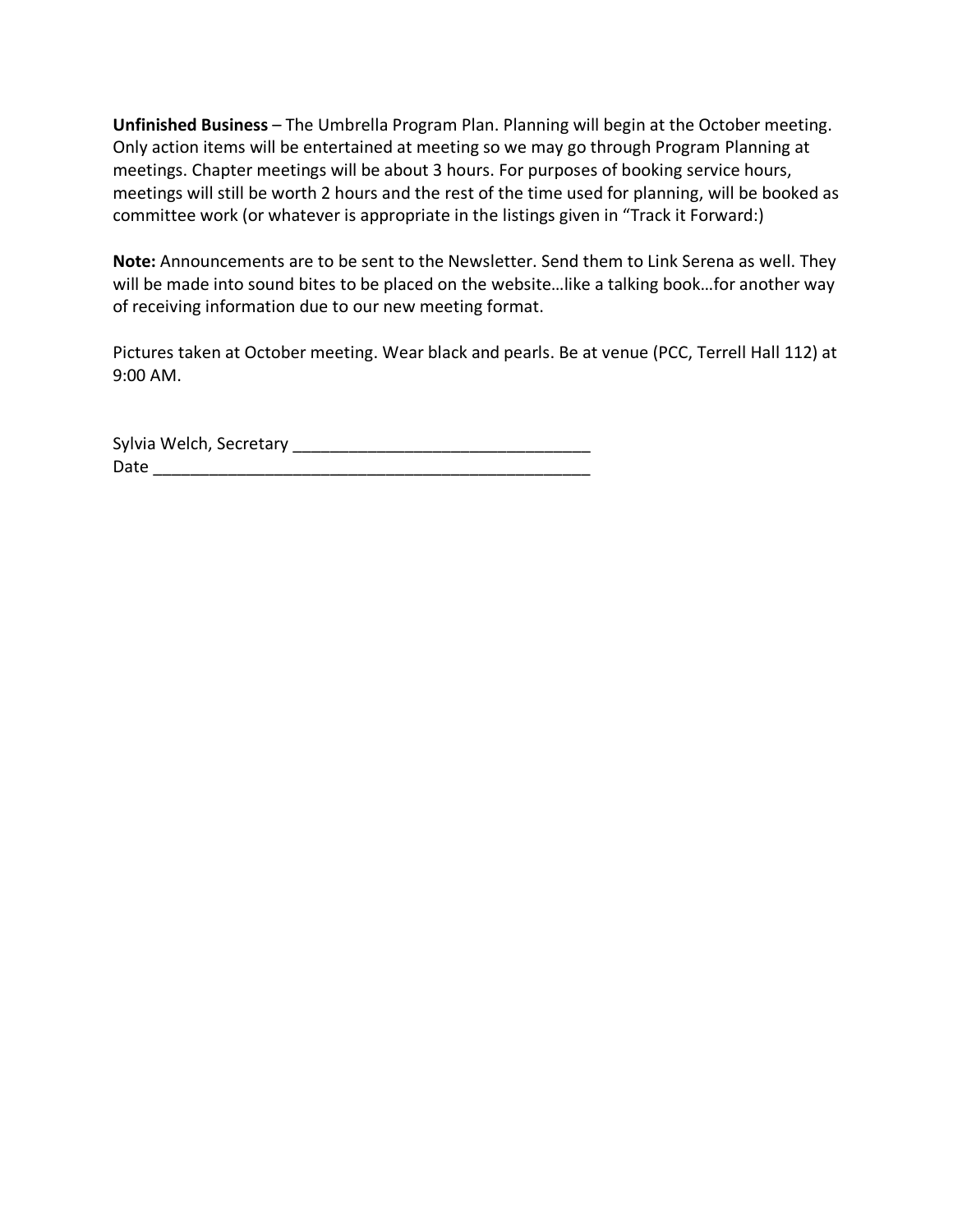**Unfinished Business** – The Umbrella Program Plan. Planning will begin at the October meeting. Only action items will be entertained at meeting so we may go through Program Planning at meetings. Chapter meetings will be about 3 hours. For purposes of booking service hours, meetings will still be worth 2 hours and the rest of the time used for planning, will be booked as committee work (or whatever is appropriate in the listings given in "Track it Forward:)

**Note:** Announcements are to be sent to the Newsletter. Send them to Link Serena as well. They will be made into sound bites to be placed on the website…like a talking book…for another way of receiving information due to our new meeting format.

Pictures taken at October meeting. Wear black and pearls. Be at venue (PCC, Terrell Hall 112) at 9:00 AM.

Sylvia Welch, Secretary ________________________________
Date _______________________________________________